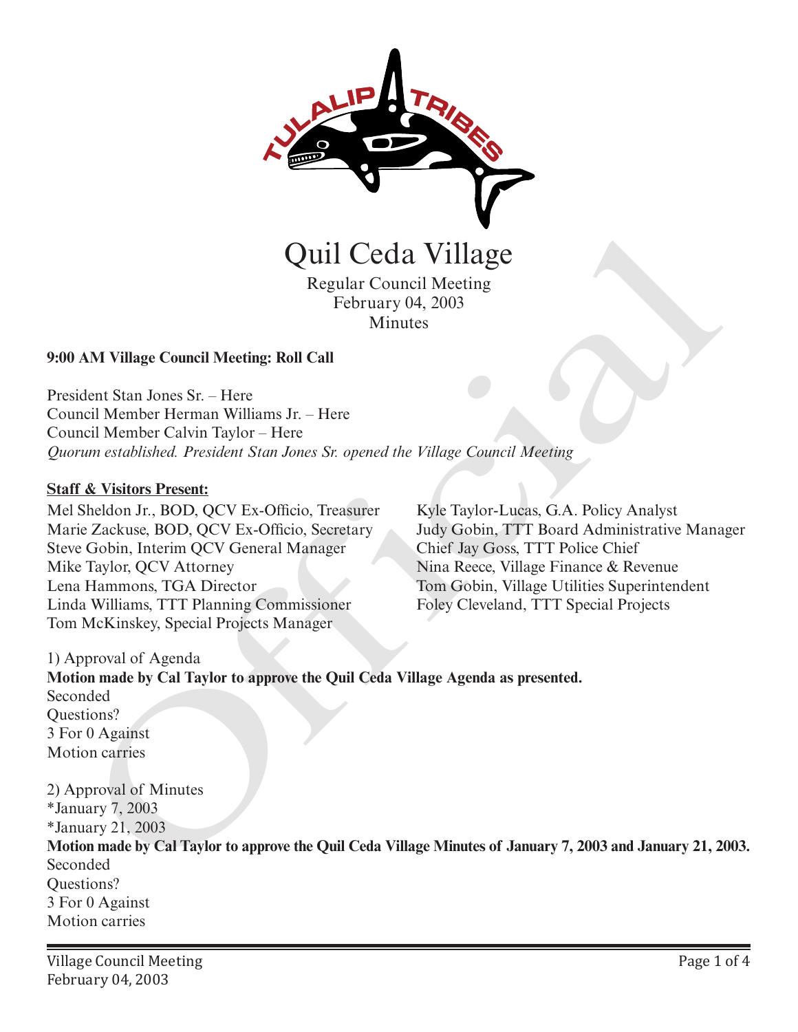# Quil Ceda Village

Regular Council Meeting
February 04, 2003
Minutes

**9:00 AM Village Council Meeting: Roll Call**

President Stan Jones Sr. – Here
Council Member Herman Williams Jr. – Here
Council Member Calvin Taylor – Here
*Quorum established. President Stan Jones Sr. opened the Village Council Meeting*

**Staff & Visitors Present:**

Mel Sheldon Jr., BOD, QCV Ex-Officio, Treasurer
Marie Zackuse, BOD, QCV Ex-Officio, Secretary
Steve Gobin, Interim QCV General Manager
Mike Taylor, QCV Attorney
Lena Hammons, TGA Director
Linda Williams, TTT Planning Commissioner
Tom McKinskey, Special Projects Manager
Kyle Taylor-Lucas, G.A. Policy Analyst
Judy Gobin, TTT Board Administrative Manager
Chief Jay Goss, TTT Police Chief
Nina Reece, Village Finance & Revenue
Tom Gobin, Village Utilities Superintendent
Foley Cleveland, TTT Special Projects

1) Approval of Agenda
**Motion made by Cal Taylor to approve the Quil Ceda Village Agenda as presented.**
Seconded
Questions?
3 For 0 Against
Motion carries

2) Approval of Minutes
*January 7, 2003
*January 21, 2003
**Motion made by Cal Taylor to approve the Quil Ceda Village Minutes of January 7, 2003 and January 21, 2003.**
Seconded
Questions?
3 For 0 Against
Motion carries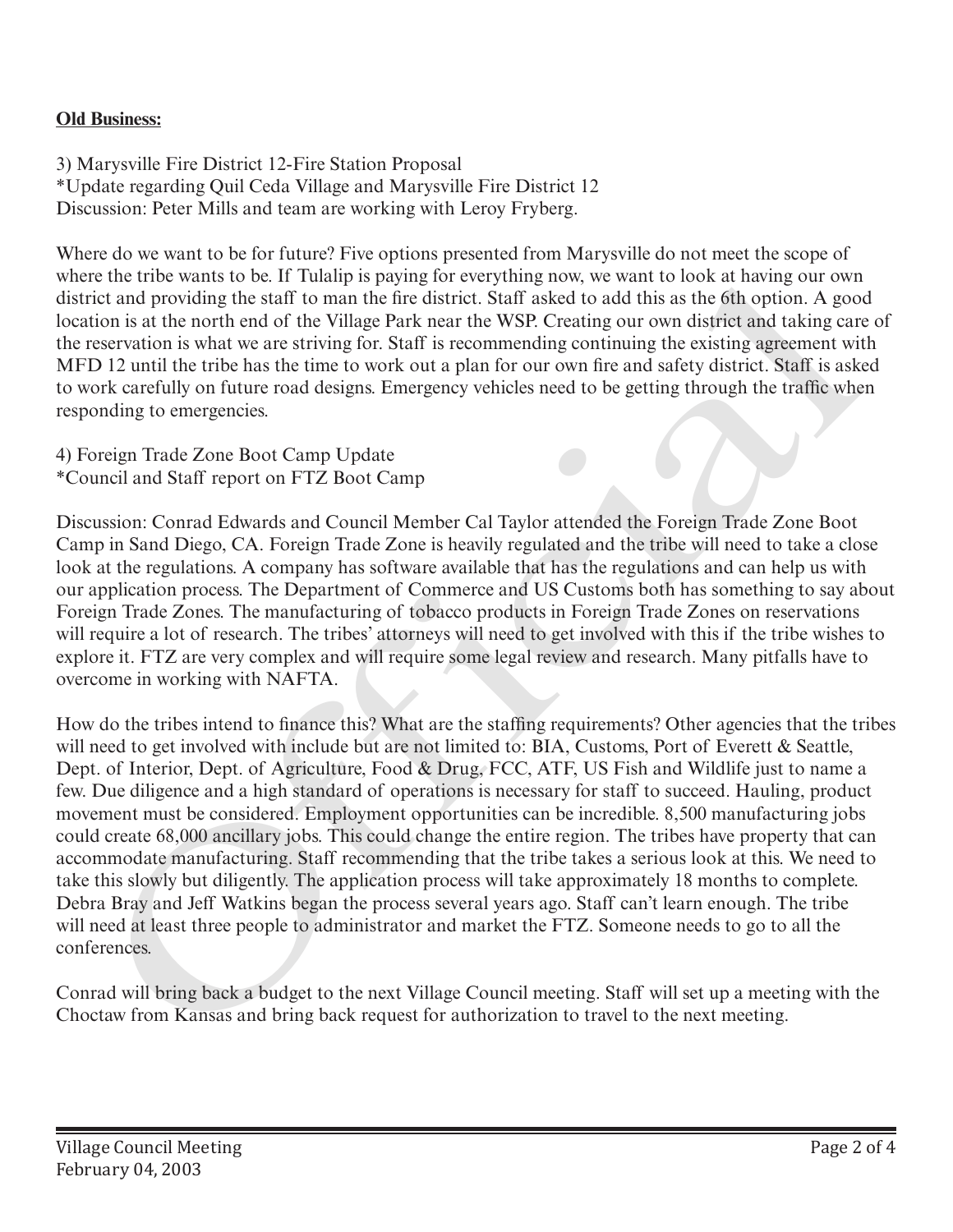**Old Business:**

3) Marysville Fire District 12-Fire Station Proposal
*Update regarding Quil Ceda Village and Marysville Fire District 12
Discussion: Peter Mills and team are working with Leroy Fryberg.

Where do we want to be for future? Five options presented from Marysville do not meet the scope of where the tribe wants to be. If Tulalip is paying for everything now, we want to look at having our own district and providing the staff to man the fire district. Staff asked to add this as the 6th option. A good location is at the north end of the Village Park near the WSP. Creating our own district and taking care of the reservation is what we are striving for. Staff is recommending continuing the existing agreement with MFD 12 until the tribe has the time to work out a plan for our own fire and safety district. Staff is asked to work carefully on future road designs. Emergency vehicles need to be getting through the traffic when responding to emergencies.

4) Foreign Trade Zone Boot Camp Update
*Council and Staff report on FTZ Boot Camp

Discussion: Conrad Edwards and Council Member Cal Taylor attended the Foreign Trade Zone Boot Camp in Sand Diego, CA. Foreign Trade Zone is heavily regulated and the tribe will need to take a close look at the regulations. A company has software available that has the regulations and can help us with our application process. The Department of Commerce and US Customs both has something to say about Foreign Trade Zones. The manufacturing of tobacco products in Foreign Trade Zones on reservations will require a lot of research. The tribes' attorneys will need to get involved with this if the tribe wishes to explore it. FTZ are very complex and will require some legal review and research. Many pitfalls have to overcome in working with NAFTA.

How do the tribes intend to finance this? What are the staffing requirements? Other agencies that the tribes will need to get involved with include but are not limited to: BIA, Customs, Port of Everett & Seattle, Dept. of Interior, Dept. of Agriculture, Food & Drug, FCC, ATF, US Fish and Wildlife just to name a few. Due diligence and a high standard of operations is necessary for staff to succeed. Hauling, product movement must be considered. Employment opportunities can be incredible. 8,500 manufacturing jobs could create 68,000 ancillary jobs. This could change the entire region. The tribes have property that can accommodate manufacturing. Staff recommending that the tribe takes a serious look at this. We need to take this slowly but diligently. The application process will take approximately 18 months to complete. Debra Bray and Jeff Watkins began the process several years ago. Staff can't learn enough. The tribe will need at least three people to administrator and market the FTZ. Someone needs to go to all the conferences.

Conrad will bring back a budget to the next Village Council meeting. Staff will set up a meeting with the Choctaw from Kansas and bring back request for authorization to travel to the next meeting.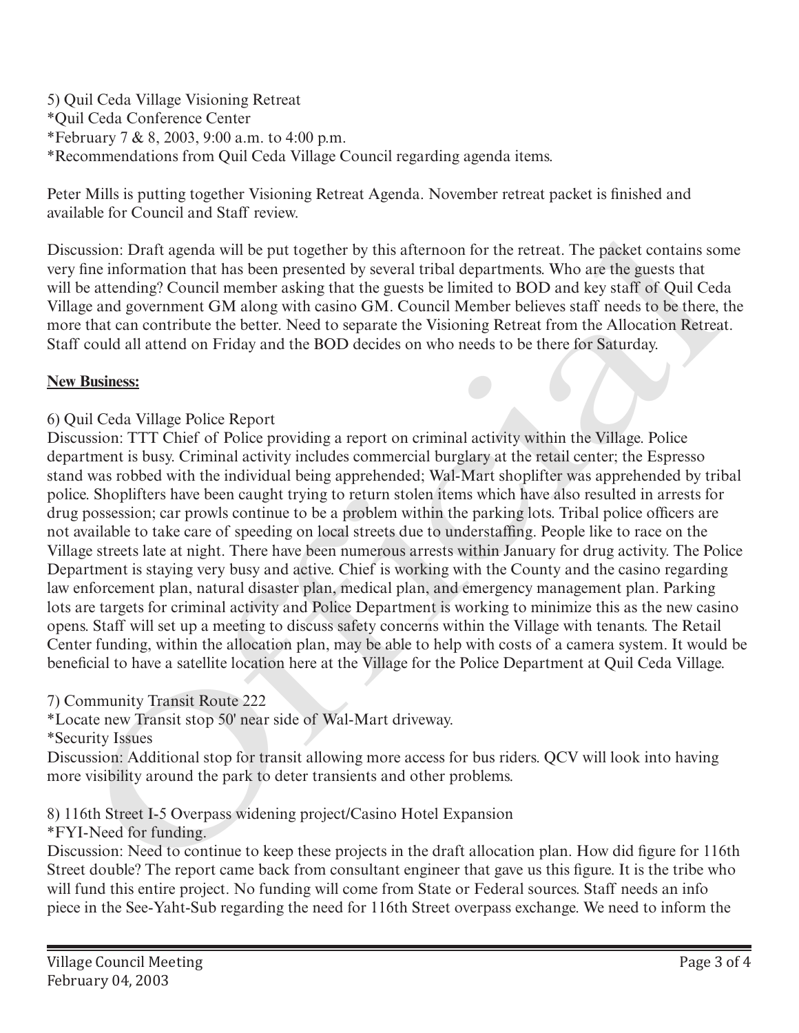5) Quil Ceda Village Visioning Retreat
*Quil Ceda Conference Center
*February 7 & 8, 2003, 9:00 a.m. to 4:00 p.m.
*Recommendations from Quil Ceda Village Council regarding agenda items.

Peter Mills is putting together Visioning Retreat Agenda. November retreat packet is finished and available for Council and Staff review.

Discussion: Draft agenda will be put together by this afternoon for the retreat. The packet contains some very fine information that has been presented by several tribal departments. Who are the guests that will be attending? Council member asking that the guests be limited to BOD and key staff of Quil Ceda Village and government GM along with casino GM. Council Member believes staff needs to be there, the more that can contribute the better. Need to separate the Visioning Retreat from the Allocation Retreat. Staff could all attend on Friday and the BOD decides on who needs to be there for Saturday.

**New Business:**

6) Quil Ceda Village Police Report
Discussion: TTT Chief of Police providing a report on criminal activity within the Village. Police department is busy. Criminal activity includes commercial burglary at the retail center; the Espresso stand was robbed with the individual being apprehended; Wal-Mart shoplifter was apprehended by tribal police. Shoplifters have been caught trying to return stolen items which have also resulted in arrests for drug possession; car prowls continue to be a problem within the parking lots. Tribal police officers are not available to take care of speeding on local streets due to understaffing. People like to race on the Village streets late at night. There have been numerous arrests within January for drug activity. The Police Department is staying very busy and active. Chief is working with the County and the casino regarding law enforcement plan, natural disaster plan, medical plan, and emergency management plan. Parking lots are targets for criminal activity and Police Department is working to minimize this as the new casino opens. Staff will set up a meeting to discuss safety concerns within the Village with tenants. The Retail Center funding, within the allocation plan, may be able to help with costs of a camera system. It would be beneficial to have a satellite location here at the Village for the Police Department at Quil Ceda Village.

7) Community Transit Route 222
*Locate new Transit stop 50' near side of Wal-Mart driveway.
*Security Issues
Discussion: Additional stop for transit allowing more access for bus riders. QCV will look into having more visibility around the park to deter transients and other problems.

8) 116th Street I-5 Overpass widening project/Casino Hotel Expansion
*FYI-Need for funding.
Discussion: Need to continue to keep these projects in the draft allocation plan. How did figure for 116th Street double? The report came back from consultant engineer that gave us this figure. It is the tribe who will fund this entire project. No funding will come from State or Federal sources. Staff needs an info piece in the See-Yaht-Sub regarding the need for 116th Street overpass exchange. We need to inform the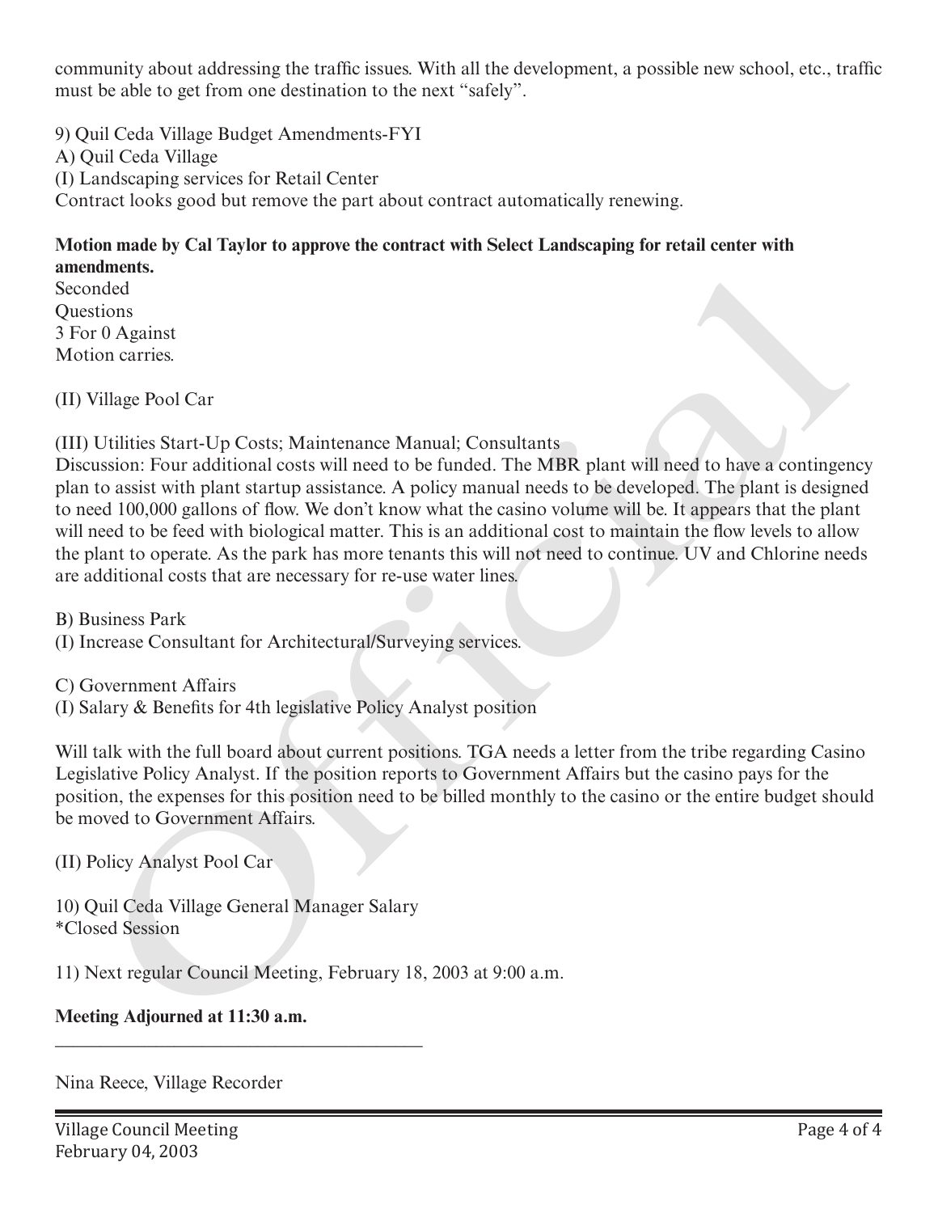community about addressing the traffic issues. With all the development, a possible new school, etc., traffic must be able to get from one destination to the next "safely".

9) Quil Ceda Village Budget Amendments-FYI
A) Quil Ceda Village
(I) Landscaping services for Retail Center
Contract looks good but remove the part about contract automatically renewing.

**Motion made by Cal Taylor to approve the contract with Select Landscaping for retail center with amendments.**
Seconded
Questions
3 For 0 Against
Motion carries.

(II) Village Pool Car

(III) Utilities Start-Up Costs; Maintenance Manual; Consultants
Discussion: Four additional costs will need to be funded. The MBR plant will need to have a contingency plan to assist with plant startup assistance. A policy manual needs to be developed. The plant is designed to need 100,000 gallons of flow. We don't know what the casino volume will be. It appears that the plant will need to be feed with biological matter. This is an additional cost to maintain the flow levels to allow the plant to operate. As the park has more tenants this will not need to continue. UV and Chlorine needs are additional costs that are necessary for re-use water lines.

B) Business Park
(I) Increase Consultant for Architectural/Surveying services.

C) Government Affairs
(I) Salary & Benefits for 4th legislative Policy Analyst position

Will talk with the full board about current positions. TGA needs a letter from the tribe regarding Casino Legislative Policy Analyst. If the position reports to Government Affairs but the casino pays for the position, the expenses for this position need to be billed monthly to the casino or the entire budget should be moved to Government Affairs.

(II) Policy Analyst Pool Car

10) Quil Ceda Village General Manager Salary
*Closed Session

11) Next regular Council Meeting, February 18, 2003 at 9:00 a.m.

**Meeting Adjourned at 11:30 a.m.**

\_\_\_\_\_\_\_\_\_\_\_\_\_\_\_\_\_\_\_\_\_\_\_\_\_\_\_\_\_\_\_\_\_\_\_\_\_\_\_\_

Nina Reece, Village Recorder